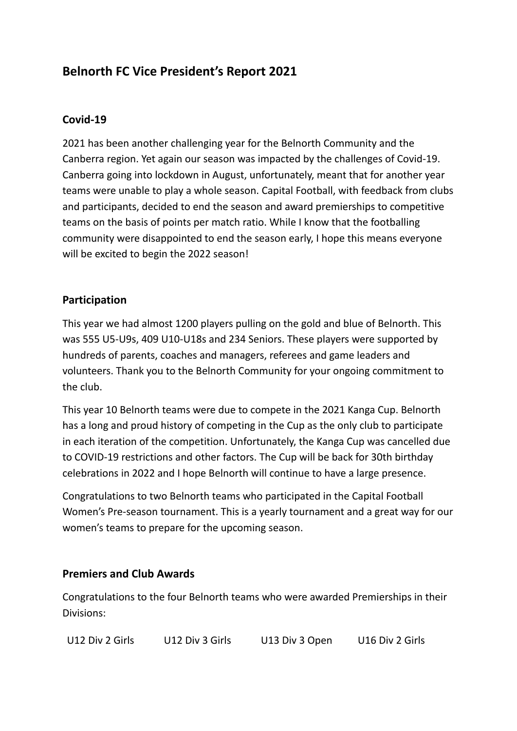# Belnorth FC Vice President's Report 2021

## Covid-19

2021 has been another challenging year for the Belnorth Community and the Canberra region. Yet again our season was impacted by the challenges of Covid-19. Canberra going into lockdown in August, unfortunately, meant that for another year teams were unable to play a whole season. Capital Football, with feedback from clubs and participants, decided to end the season and award premierships to competitive teams on the basis of points per match ratio. While I know that the footballing community were disappointed to end the season early, I hope this means everyone will be excited to begin the 2022 season!

## Participation

This year we had almost 1200 players pulling on the gold and blue of Belnorth. This was 555 U5-U9s, 409 U10-U18s and 234 Seniors. These players were supported by hundreds of parents, coaches and managers, referees and game leaders and volunteers. Thank you to the Belnorth Community for your ongoing commitment to the club.

This year 10 Belnorth teams were due to compete in the 2021 Kanga Cup. Belnorth has a long and proud history of competing in the Cup as the only club to participate in each iteration of the competition. Unfortunately, the Kanga Cup was cancelled due to COVID-19 restrictions and other factors. The Cup will be back for 30th birthday celebrations in 2022 and I hope Belnorth will continue to have a large presence.

Congratulations to two Belnorth teams who participated in the Capital Football Women's Pre-season tournament. This is a yearly tournament and a great way for our women's teams to prepare for the upcoming season.

## Premiers and Club Awards

Congratulations to the four Belnorth teams who were awarded Premierships in their Divisions:

U12 Div 2 Girls   U12 Div 3 Girls   U13 Div 3 Open   U16 Div 2 Girls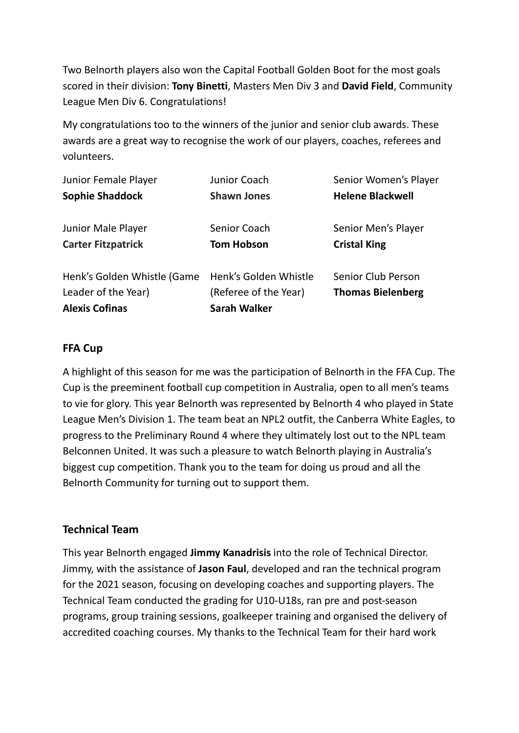Two Belnorth players also won the Capital Football Golden Boot for the most goals scored in their division: **Tony Binetti**, Masters Men Div 3 and **David Field**, Community League Men Div 6. Congratulations!

My congratulations too to the winners of the junior and senior club awards. These awards are a great way to recognise the work of our players, coaches, referees and volunteers.

| | | |
|---|---|---|
| Junior Female Player<br>**Sophie Shaddock** | Junior Coach<br>**Shawn Jones** | Senior Women's Player<br>**Helene Blackwell** |
| Junior Male Player<br>**Carter Fitzpatrick** | Senior Coach<br>**Tom Hobson** | Senior Men's Player<br>**Cristal King** |
| Henk's Golden Whistle (Game Leader of the Year)<br>**Alexis Cofinas** | Henk's Golden Whistle (Referee of the Year)<br>**Sarah Walker** | Senior Club Person<br>**Thomas Bielenberg** |

## FFA Cup

A highlight of this season for me was the participation of Belnorth in the FFA Cup. The Cup is the preeminent football cup competition in Australia, open to all men's teams to vie for glory. This year Belnorth was represented by Belnorth 4 who played in State League Men's Division 1. The team beat an NPL2 outfit, the Canberra White Eagles, to progress to the Preliminary Round 4 where they ultimately lost out to the NPL team Belconnen United. It was such a pleasure to watch Belnorth playing in Australia's biggest cup competition. Thank you to the team for doing us proud and all the Belnorth Community for turning out to support them.

## Technical Team

This year Belnorth engaged **Jimmy Kanadrisis** into the role of Technical Director. Jimmy, with the assistance of **Jason Faul**, developed and ran the technical program for the 2021 season, focusing on developing coaches and supporting players. The Technical Team conducted the grading for U10-U18s, ran pre and post-season programs, group training sessions, goalkeeper training and organised the delivery of accredited coaching courses. My thanks to the Technical Team for their hard work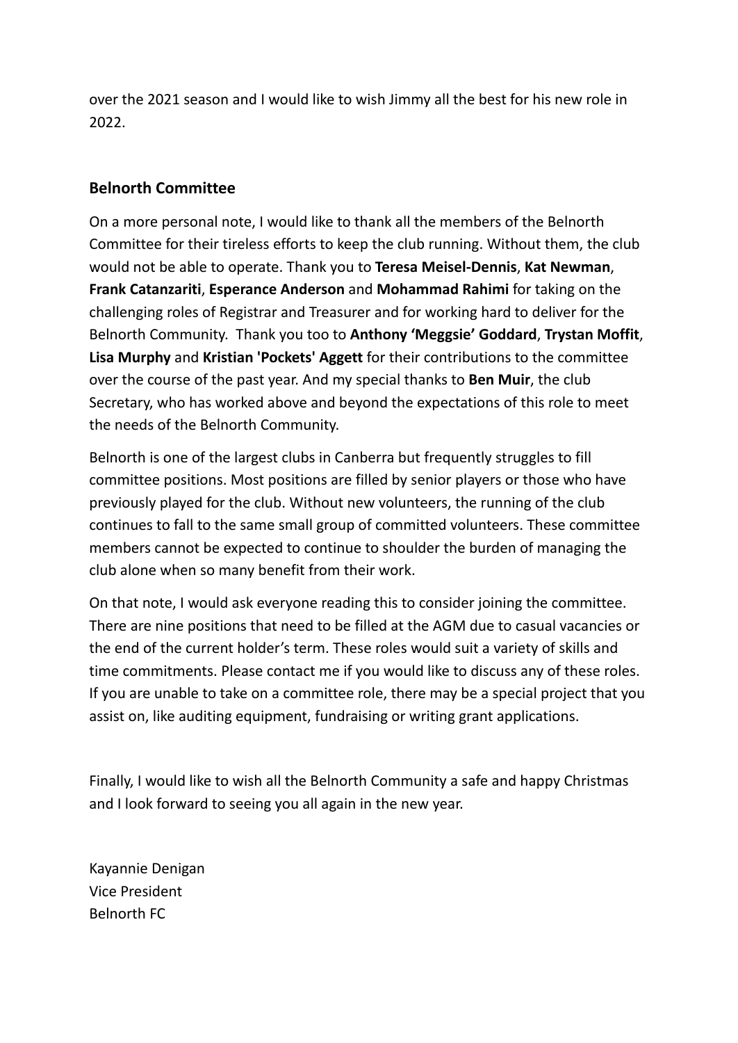over the 2021 season and I would like to wish Jimmy all the best for his new role in 2022.

## Belnorth Committee

On a more personal note, I would like to thank all the members of the Belnorth Committee for their tireless efforts to keep the club running. Without them, the club would not be able to operate. Thank you to **Teresa Meisel-Dennis**, **Kat Newman**, **Frank Catanzariti**, **Esperance Anderson** and **Mohammad Rahimi** for taking on the challenging roles of Registrar and Treasurer and for working hard to deliver for the Belnorth Community. Thank you too to **Anthony 'Meggsie' Goddard**, **Trystan Moffit**, **Lisa Murphy** and **Kristian 'Pockets' Aggett** for their contributions to the committee over the course of the past year. And my special thanks to **Ben Muir**, the club Secretary, who has worked above and beyond the expectations of this role to meet the needs of the Belnorth Community.

Belnorth is one of the largest clubs in Canberra but frequently struggles to fill committee positions. Most positions are filled by senior players or those who have previously played for the club. Without new volunteers, the running of the club continues to fall to the same small group of committed volunteers. These committee members cannot be expected to continue to shoulder the burden of managing the club alone when so many benefit from their work.

On that note, I would ask everyone reading this to consider joining the committee. There are nine positions that need to be filled at the AGM due to casual vacancies or the end of the current holder's term. These roles would suit a variety of skills and time commitments. Please contact me if you would like to discuss any of these roles. If you are unable to take on a committee role, there may be a special project that you assist on, like auditing equipment, fundraising or writing grant applications.

Finally, I would like to wish all the Belnorth Community a safe and happy Christmas and I look forward to seeing you all again in the new year.

Kayannie Denigan
Vice President
Belnorth FC